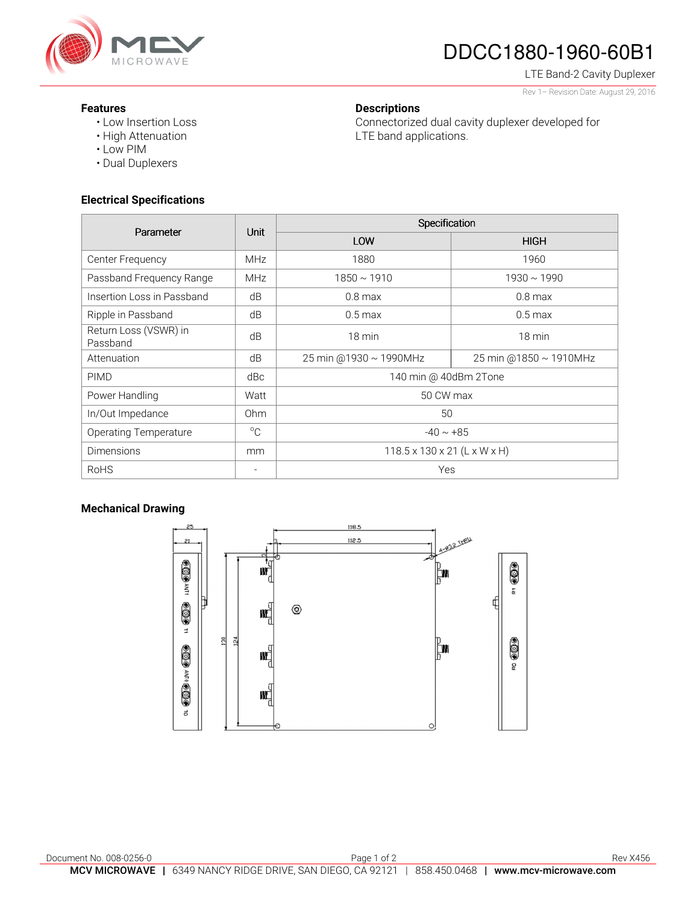# DDCC1880-1960-60B1

LTE Band-2 Cavity Duplexer

Rev 1– Revision Date: August 29, 2016

## Features

- Low Insertion Loss
- High Attenuation
- Low PIM
- Dual Duplexers

## Descriptions

Connectorized dual cavity duplexer developed for LTE band applications.

## Electrical Specifications

| Parameter | Unit | Specification | |
|---|---|---|---|
| | | LOW | HIGH |
| Center Frequency | MHz | 1880 | 1960 |
| Passband Frequency Range | MHz | 1850 ~ 1910 | 1930 ~ 1990 |
| Insertion Loss in Passband | dB | 0.8 max | 0.8 max |
| Ripple in Passband | dB | 0.5 max | 0.5 max |
| Return Loss (VSWR) in Passband | dB | 18 min | 18 min |
| Attenuation | dB | 25 min @1930 ~ 1990MHz | 25 min @1850 ~ 1910MHz |
| PIMD | dBc | 140 min @ 40dBm 2Tone | |
| Power Handling | Watt | 50 CW max | |
| In/Out Impedance | Ohm | 50 | |
| Operating Temperature | °C | -40 ~ +85 | |
| Dimensions | mm | 118.5 x 130 x 21 (L x W x H) | |
| RoHS | - | Yes | |

## Mechanical Drawing

25
21
118.5
112.5
3
4-Ø3.2 THRU
ANT1
T1
ANT0
T0
130
124
R1
R0

Document No. 008-0256-0

Rev X456

**MCV MICROWAVE** | 6349 NANCY RIDGE DRIVE, SAN DIEGO, CA 92121 | 858.450.0468 | **www.mcv-microwave.com**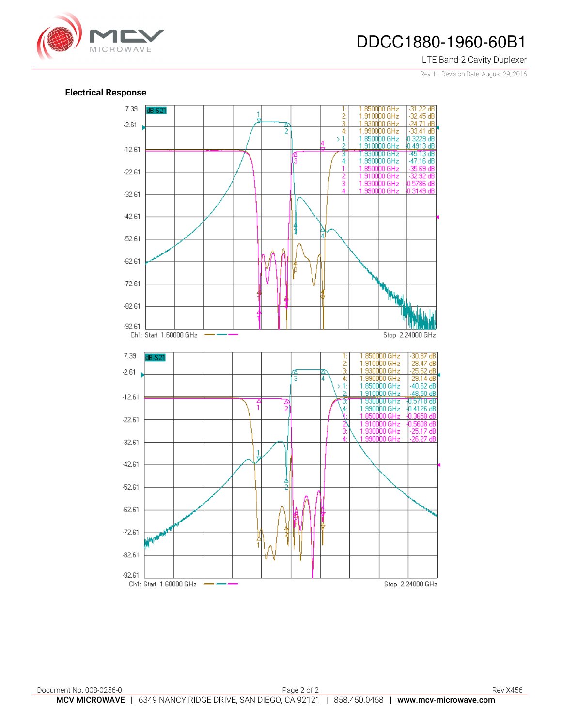## Electrical Response

7.39
dB-S21
-2.61
-12.61
-22.61
-32.61
-42.61
-52.61
-62.61
-72.61
-82.61
-92.61

1: 1.850000 GHz -31.22 dB
2: 1.910000 GHz -32.45 dB
3: 1.930000 GHz -24.71 dB
4: 1.990000 GHz -33.41 dB
> 1: 1.850000 GHz -0.3229 dB
2: 1.910000 GHz -0.4913 dB
3: 1.930000 GHz -45.13 dB
4: 1.990000 GHz -47.16 dB
1: 1.850000 GHz -35.69 dB
2: 1.910000 GHz -32.92 dB
3: 1.930000 GHz -0.5786 dB
4: 1.990000 GHz -0.3149 dB

Ch1: Start 1.60000 GHz
Stop 2.24000 GHz

7.39
dB-S21
-2.61
-12.61
-22.61
-32.61
-42.61
-52.61
-62.61
-72.61
-82.61
-92.61

1: 1.850000 GHz -30.87 dB
2: 1.910000 GHz -28.47 dB
3: 1.930000 GHz -25.62 dB
4: 1.990000 GHz -29.14 dB
> 1: 1.850000 GHz -40.62 dB
2: 1.910000 GHz -48.50 dB
3: 1.930000 GHz -0.5718 dB
4: 1.990000 GHz -0.4126 dB
1: 1.850000 GHz -0.3658 dB
2: 1.910000 GHz -0.5608 dB
3: 1.930000 GHz -25.17 dB
4: 1.990000 GHz -26.27 dB

Ch1: Start 1.60000 GHz
Stop 2.24000 GHz